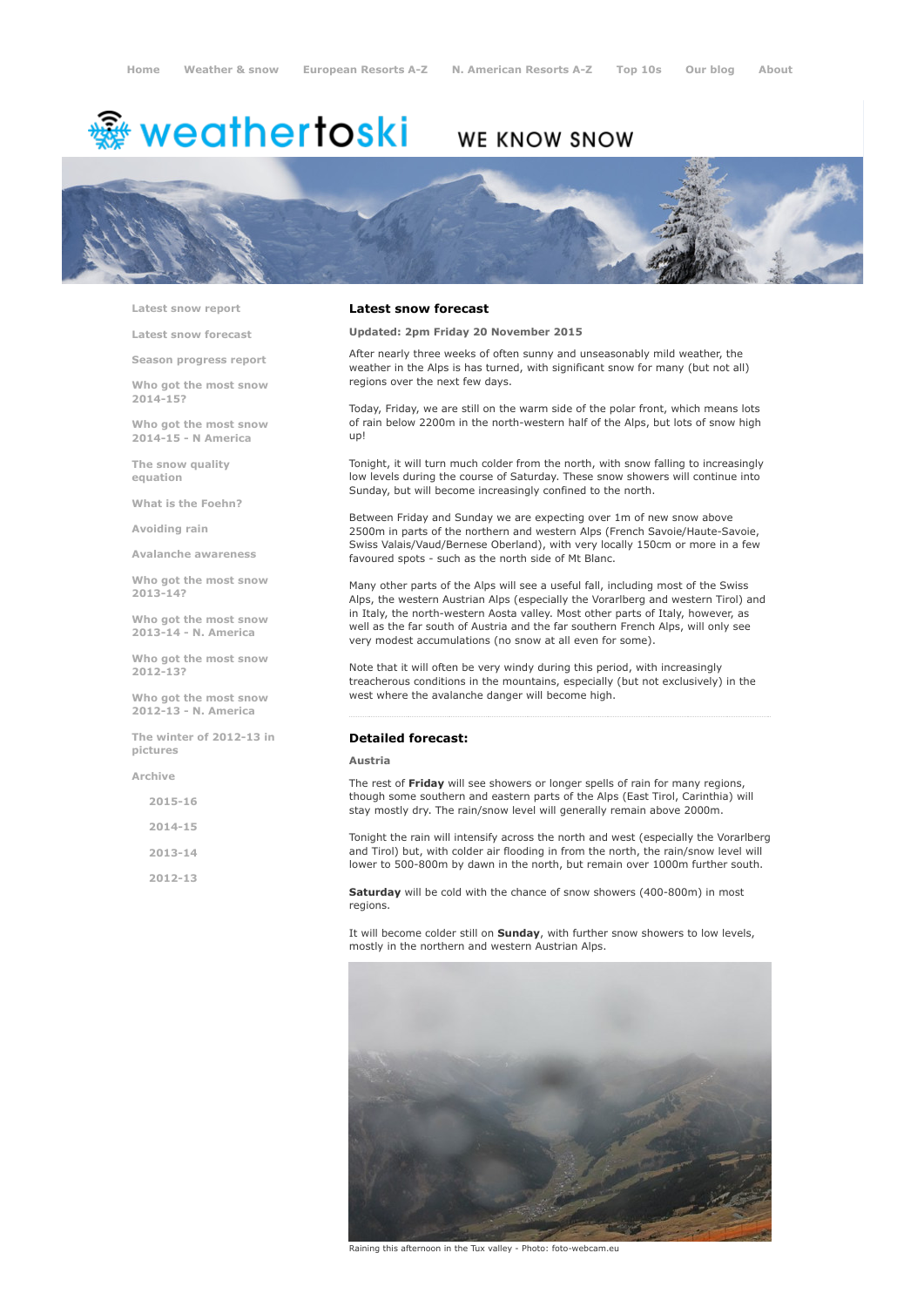Home | Weather & snow | European Resorts A-Z | N. American Resorts A-Z | Top 10s | Our blog | About

weathertoski

WE KNOW SNOW

- Latest snow report
- Latest snow forecast
- Season progress report
- Who got the most snow 2014-15?
- Who got the most snow 2014-15 - N America
- The snow quality equation
- What is the Foehn?
- Avoiding rain
- Avalanche awareness
- Who got the most snow 2013-14?
- Who got the most snow 2013-14 - N. America
- Who got the most snow 2012-13?
- Who got the most snow 2012-13 - N. America
- The winter of 2012-13 in pictures
- Archive
  - 2015-16
  - 2014-15
  - 2013-14
  - 2012-13

## Latest snow forecast

**Updated: 2pm Friday 20 November 2015**

After nearly three weeks of often sunny and unseasonably mild weather, the weather in the Alps is has turned, with significant snow for many (but not all) regions over the next few days.

Today, Friday, we are still on the warm side of the polar front, which means lots of rain below 2200m in the north-western half of the Alps, but lots of snow high up!

Tonight, it will turn much colder from the north, with snow falling to increasingly low levels during the course of Saturday. These snow showers will continue into Sunday, but will become increasingly confined to the north.

Between Friday and Sunday we are expecting over 1m of new snow above 2500m in parts of the northern and western Alps (French Savoie/Haute-Savoie, Swiss Valais/Vaud/Bernese Oberland), with very locally 150cm or more in a few favoured spots - such as the north side of Mt Blanc.

Many other parts of the Alps will see a useful fall, including most of the Swiss Alps, the western Austrian Alps (especially the Vorarlberg and western Tirol) and in Italy, the north-western Aosta valley. Most other parts of Italy, however, as well as the far south of Austria and the far southern French Alps, will only see very modest accumulations (no snow at all even for some).

Note that it will often be very windy during this period, with increasingly treacherous conditions in the mountains, especially (but not exclusively) in the west where the avalanche danger will become high.

## Detailed forecast:

### Austria

The rest of **Friday** will see showers or longer spells of rain for many regions, though some southern and eastern parts of the Alps (East Tirol, Carinthia) will stay mostly dry. The rain/snow level will generally remain above 2000m.

Tonight the rain will intensify across the north and west (especially the Vorarlberg and Tirol) but, with colder air flooding in from the north, the rain/snow level will lower to 500-800m by dawn in the north, but remain over 1000m further south.

**Saturday** will be cold with the chance of snow showers (400-800m) in most regions.

It will become colder still on **Sunday**, with further snow showers to low levels, mostly in the northern and western Austrian Alps.

Raining this afternoon in the Tux valley - Photo: foto-webcam.eu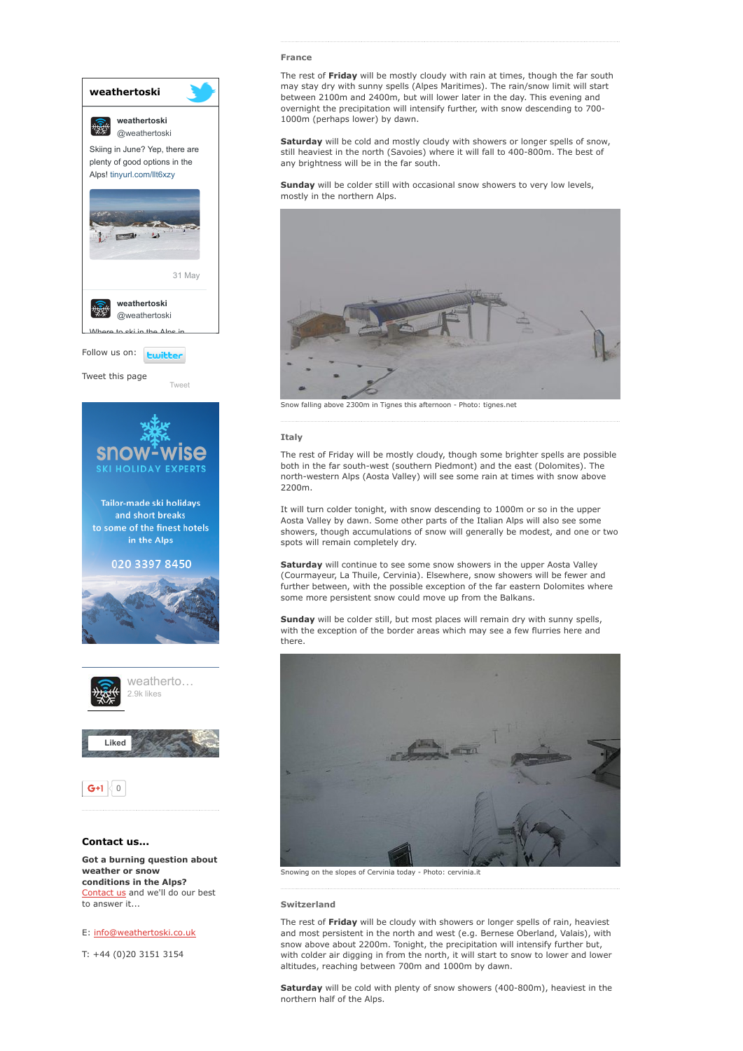## France

The rest of **Friday** will be mostly cloudy with rain at times, though the far south may stay dry with sunny spells (Alpes Maritimes). The rain/snow limit will start between 2100m and 2400m, but will lower later in the day. This evening and overnight the precipitation will intensify further, with snow descending to 700-1000m (perhaps lower) by dawn.

**Saturday** will be cold and mostly cloudy with showers or longer spells of snow, still heaviest in the north (Savoies) where it will fall to 400-800m. The best of any brightness will be in the far south.

**Sunday** will be colder still with occasional snow showers to very low levels, mostly in the northern Alps.

Snow falling above 2300m in Tignes this afternoon - Photo: tignes.net

## Italy

The rest of Friday will be mostly cloudy, though some brighter spells are possible both in the far south-west (southern Piedmont) and the east (Dolomites). The north-western Alps (Aosta Valley) will see some rain at times with snow above 2200m.

It will turn colder tonight, with snow descending to 1000m or so in the upper Aosta Valley by dawn. Some other parts of the Italian Alps will also see some showers, though accumulations of snow will generally be modest, and one or two spots will remain completely dry.

**Saturday** will continue to see some snow showers in the upper Aosta Valley (Courmayeur, La Thuile, Cervinia). Elsewhere, snow showers will be fewer and further between, with the possible exception of the far eastern Dolomites where some more persistent snow could move up from the Balkans.

**Sunday** will be colder still, but most places will remain dry with sunny spells, with the exception of the border areas which may see a few flurries here and there.

Snowing on the slopes of Cervinia today - Photo: cervinia.it

## Switzerland

The rest of **Friday** will be cloudy with showers or longer spells of rain, heaviest and most persistent in the north and west (e.g. Bernese Oberland, Valais), with snow above about 2200m. Tonight, the precipitation will intensify further but, with colder air digging in from the north, it will start to snow to lower and lower altitudes, reaching between 700m and 1000m by dawn.

**Saturday** will be cold with plenty of snow showers (400-800m), heaviest in the northern half of the Alps.

---

**weathertoski**

weathertoski @weathertoski

Skiing in June? Yep, there are plenty of good options in the Alps! tinyurl.com/llt6xzy

31 May

weathertoski @weathertoski

Where to ski in the Alps in...

Follow us on: twitter

Tweet this page

Tweet

**snow-wise**
SKI HOLIDAY EXPERTS

Tailor-made ski holidays and short breaks to some of the finest hotels in the Alps

020 3397 8450

weatherto...
2.9k likes

Liked

G+1 0

### Contact us...

**Got a burning question about weather or snow conditions in the Alps?**
Contact us and we'll do our best to answer it...

E: info@weathertoski.co.uk

T: +44 (0)20 3151 3154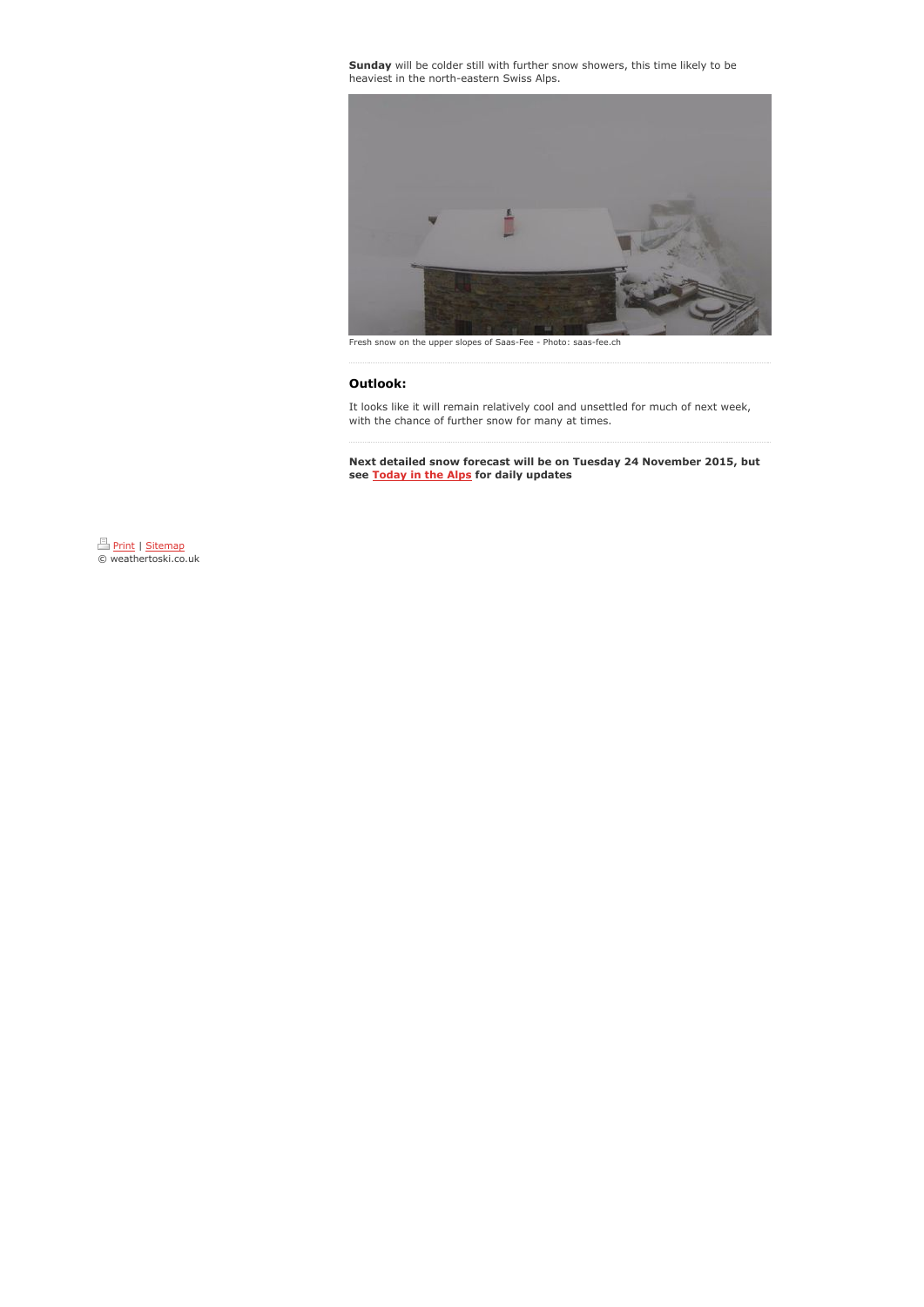**Sunday** will be colder still with further snow showers, this time likely to be heaviest in the north-eastern Swiss Alps.

Fresh snow on the upper slopes of Saas-Fee - Photo: saas-fee.ch

### Outlook:

It looks like it will remain relatively cool and unsettled for much of next week, with the chance of further snow for many at times.

**Next detailed snow forecast will be on Tuesday 24 November 2015, but see Today in the Alps for daily updates**

Print | Sitemap
© weathertoski.co.uk